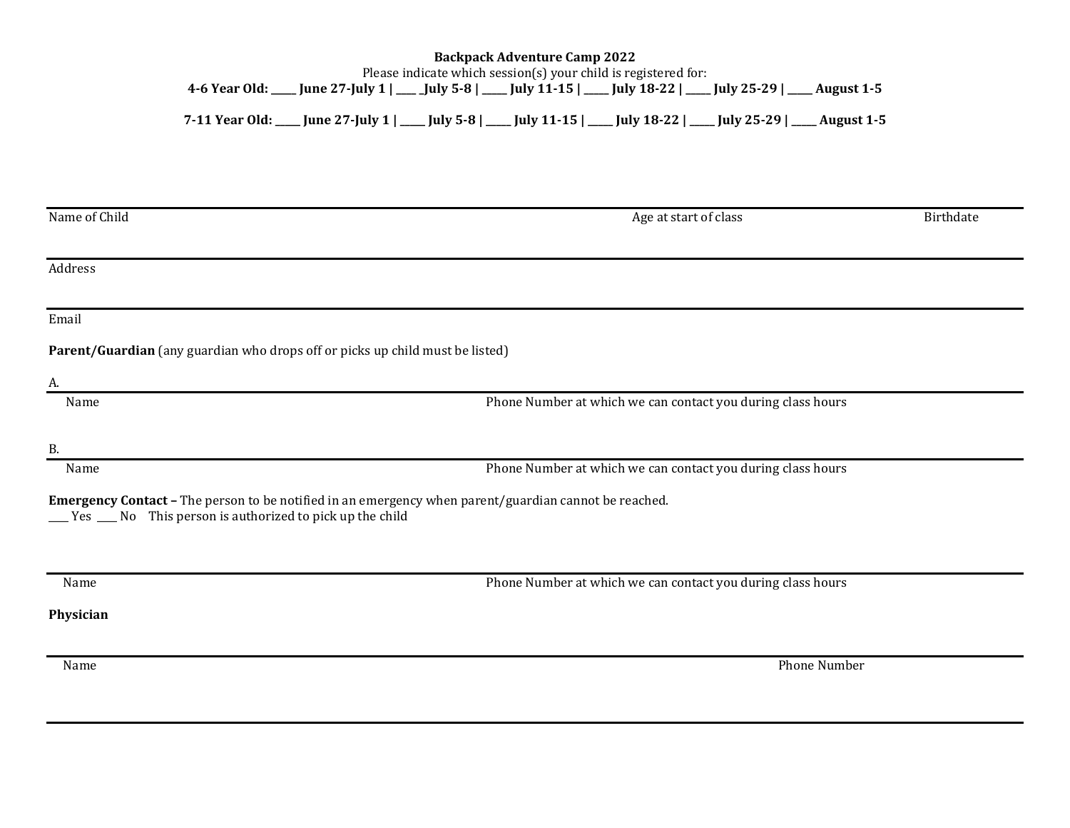**Backpack Adventure Camp 2022**

Please indicate which session(s) your child is registered for:

**4-6 Year Old: _____ June 27-July 1 | ____ _July 5-8 | _____ July 11-15 | _____ July 18-22 | _____ July 25-29 | _____ August 1-5**

**7-11 Year Old: _____ June 27-July 1 | _____ July 5-8 | _____ July 11-15 | _____ July 18-22 | _____ July 25-29 | _____ August 1-5**

---

Name of Child                                        Age at start of class                                        Birthdate

---

Address

---

Email

**Parent/Guardian** (any guardian who drops off or picks up child must be listed)

A.

---

Name                                        Phone Number at which we can contact you during class hours

B.

---

Name                                        Phone Number at which we can contact you during class hours

**Emergency Contact –** The person to be notified in an emergency when parent/guardian cannot be reached.

____ Yes ____ No    This person is authorized to pick up the child

---

Name                                        Phone Number at which we can contact you during class hours

**Physician**

---

Name                                        Phone Number

---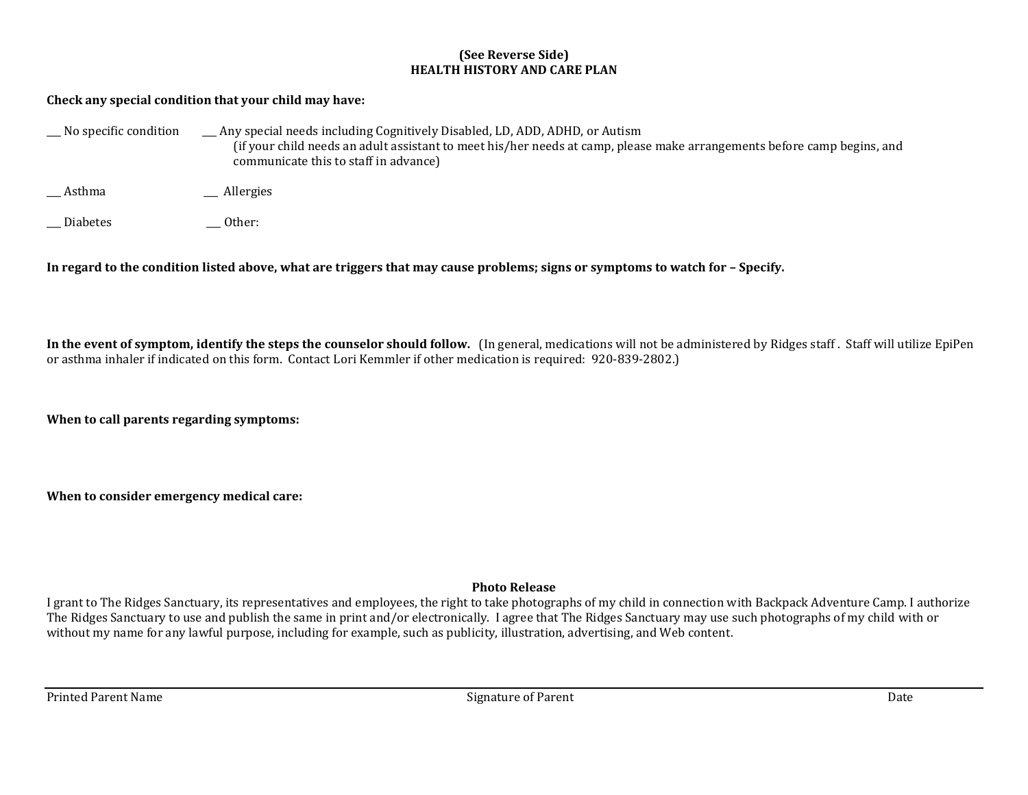**(See Reverse Side)**
**HEALTH HISTORY AND CARE PLAN**

**Check any special condition that your child may have:**

___ No specific condition ___ Any special needs including Cognitively Disabled, LD, ADD, ADHD, or Autism
(if your child needs an adult assistant to meet his/her needs at camp, please make arrangements before camp begins, and communicate this to staff in advance)

___ Asthma ___ Allergies

___ Diabetes ___ Other:

**In regard to the condition listed above, what are triggers that may cause problems; signs or symptoms to watch for – Specify.**

**In the event of symptom, identify the steps the counselor should follow.** (In general, medications will not be administered by Ridges staff . Staff will utilize EpiPen or asthma inhaler if indicated on this form. Contact Lori Kemmler if other medication is required: 920-839-2802.)

**When to call parents regarding symptoms:**

**When to consider emergency medical care:**

**Photo Release**

I grant to The Ridges Sanctuary, its representatives and employees, the right to take photographs of my child in connection with Backpack Adventure Camp. I authorize The Ridges Sanctuary to use and publish the same in print and/or electronically. I agree that The Ridges Sanctuary may use such photographs of my child with or without my name for any lawful purpose, including for example, such as publicity, illustration, advertising, and Web content.

---

Printed Parent Name Signature of Parent Date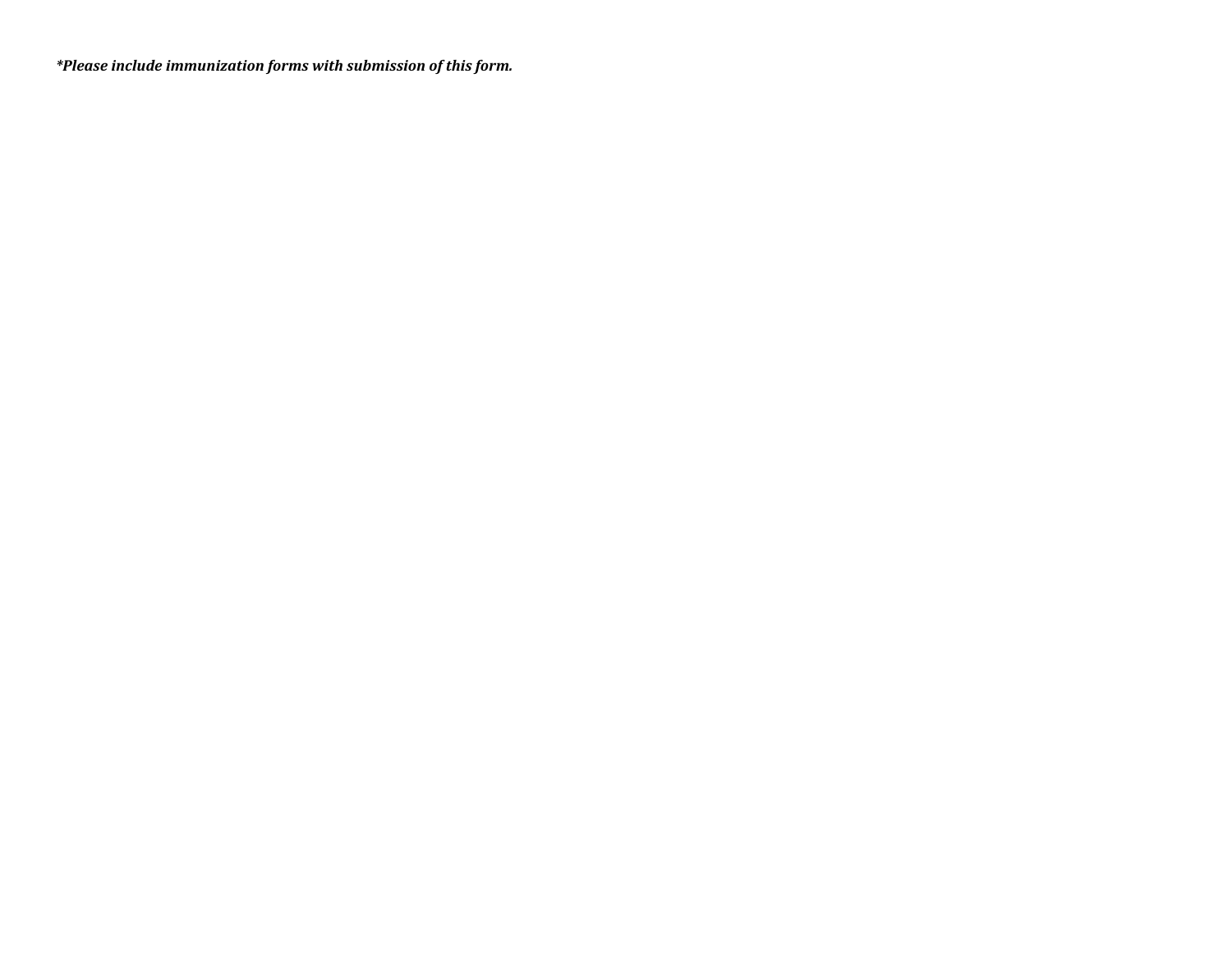***Please include immunization forms with submission of this form.***